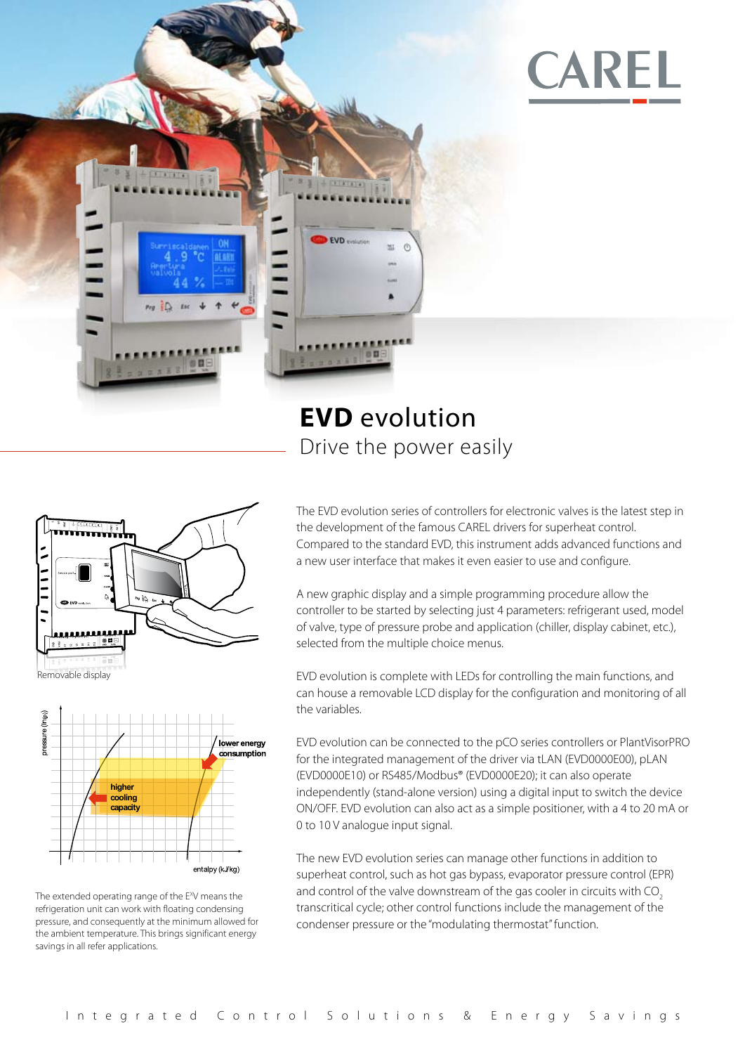CAREL

# EVD evolution

## Drive the power easily

Removable display

The extended operating range of the E[x]V means the refrigeration unit can work with floating condensing pressure, and consequently at the minimum allowed for the ambient temperature. This brings significant energy savings in all refer applications.

The EVD evolution series of controllers for electronic valves is the latest step in the development of the famous CAREL drivers for superheat control. Compared to the standard EVD, this instrument adds advanced functions and a new user interface that makes it even easier to use and configure.

A new graphic display and a simple programming procedure allow the controller to be started by selecting just 4 parameters: refrigerant used, model of valve, type of pressure probe and application (chiller, display cabinet, etc.), selected from the multiple choice menus.

EVD evolution is complete with LEDs for controlling the main functions, and can house a removable LCD display for the configuration and monitoring of all the variables.

EVD evolution can be connected to the pCO series controllers or PlantVisorPRO for the integrated management of the driver via tLAN (EVD0000E00), pLAN (EVD0000E10) or RS485/Modbus® (EVD0000E20); it can also operate independently (stand-alone version) using a digital input to switch the device ON/OFF. EVD evolution can also act as a simple positioner, with a 4 to 20 mA or 0 to 10 V analogue input signal.

The new EVD evolution series can manage other functions in addition to superheat control, such as hot gas bypass, evaporator pressure control (EPR) and control of the valve downstream of the gas cooler in circuits with $CO_2$ transcritical cycle; other control functions include the management of the condenser pressure or the "modulating thermostat" function.

Integrated Control Solutions & Energy Savings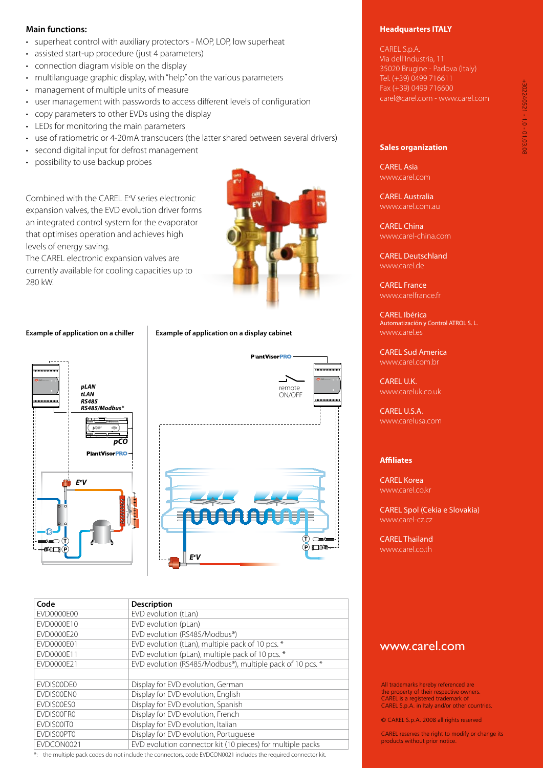**Main functions:**

- superheat control with auxiliary protectors - MOP, LOP, low superheat
- assisted start-up procedure (just 4 parameters)
- connection diagram visible on the display
- multilanguage graphic display, with "help" on the various parameters
- management of multiple units of measure
- user management with passwords to access different levels of configuration
- copy parameters to other EVDs using the display
- LEDs for monitoring the main parameters
- use of ratiometric or 4-20mA transducers (the latter shared between several drivers)
- second digital input for defrost management
- possibility to use backup probes

Combined with the CAREL E[x]V series electronic expansion valves, the EVD evolution driver forms an integrated control system for the evaporator that optimises operation and achieves high levels of energy saving.
The CAREL electronic expansion valves are currently available for cooling capacities up to 280 kW.

**Example of application on a chiller**

pLAN
tLAN
RS485
RS485/Modbus®
pCO
PlantVisorPRO
E[x]V
T
P

**Example of application on a display cabinet**

PlantVisorPRO
remote ON/OFF
T
P
E[x]V

| Code | Description |
|---|---|
| EVD0000E00 | EVD evolution (tLan) |
| EVD0000E10 | EVD evolution (pLan) |
| EVD0000E20 | EVD evolution (RS485/Modbus®) |
| EVD0000E01 | EVD evolution (tLan), multiple pack of 10 pcs. * |
| EVD0000E11 | EVD evolution (pLan), multiple pack of 10 pcs. * |
| EVD0000E21 | EVD evolution (RS485/Modbus®), multiple pack of 10 pcs. * |
| | |
| EVDIS00DE0 | Display for EVD evolution, German |
| EVDIS00EN0 | Display for EVD evolution, English |
| EVDIS00ES0 | Display for EVD evolution, Spanish |
| EVDIS00FR0 | Display for EVD evolution, French |
| EVDIS00IT0 | Display for EVD evolution, Italian |
| EVDIS00PT0 | Display for EVD evolution, Portuguese |
| EVDCON0021 | EVD evolution connector kit (10 pieces) for multiple packs |

*: the multiple pack codes do not include the connectors, code EVDCON0021 includes the required connector kit.

**Headquarters ITALY**

CAREL S.p.A.
Via dell'Industria, 11
35020 Brugine - Padova (Italy)
Tel. (+39) 0499 716611
Fax (+39) 0499 716600
carel@carel.com - www.carel.com

**Sales organization**

CAREL Asia
www.carel.com

CAREL Australia
www.carel.com.au

CAREL China
www.carel-china.com

CAREL Deutschland
www.carel.de

CAREL France
www.carelfrance.fr

CAREL Ibérica
Automatización y Control ATROL S. L.
www.carel.es

CAREL Sud America
www.carel.com.br

CAREL U.K.
www.careluk.co.uk

CAREL U.S.A.
www.carelusa.com

**Affiliates**

CAREL Korea
www.carel.co.kr

CAREL Spol (Cekia e Slovakia)
www.carel-cz.cz

CAREL Thailand
www.carel.co.th

www.carel.com

All trademarks hereby referenced are the property of their respective owners.
CAREL is a registered trademark of CAREL S.p.A. in Italy and/or other countries.

© CAREL S.p.A. 2008 all rights reserved

CAREL reserves the right to modify or change its products without prior notice.

+302240521 - 1.0 - 01.03.08